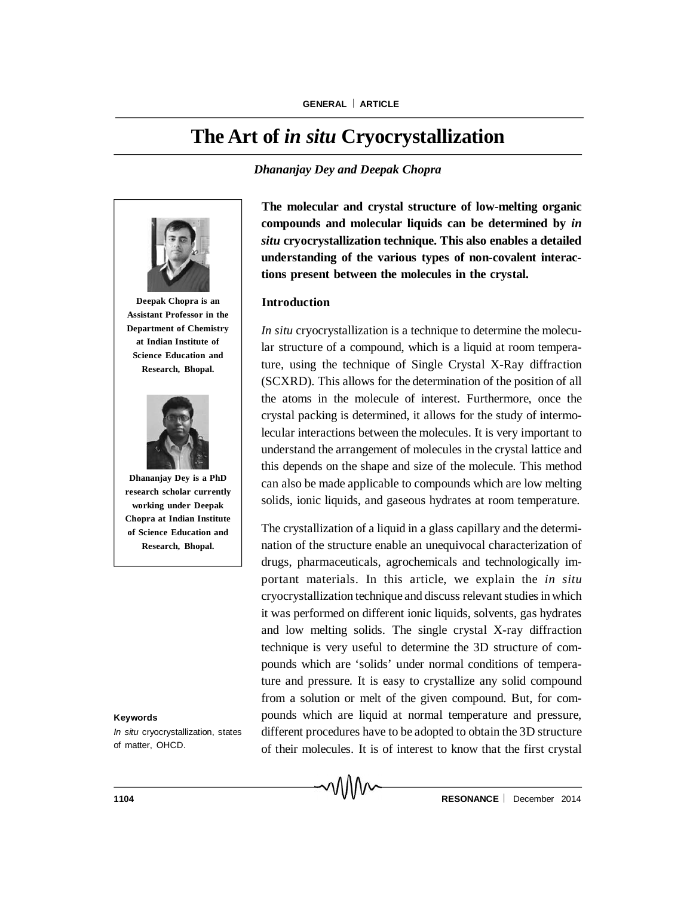# The Art of *in situ* Cryocrystallization

*Dhananjay Dey and Deepak Chopra*

Deepak Chopra is an Assistant Professor in the Department of Chemistry at Indian Institute of Science Education and Research, Bhopal.

Dhananjay Dey is a PhD research scholar currently working under Deepak Chopra at Indian Institute of Science Education and Research, Bhopal.

**The molecular and crystal structure of low-melting organic compounds and molecular liquids can be determined by *in situ* cryocrystallization technique. This also enables a detailed understanding of the various types of non-covalent interactions present between the molecules in the crystal.**

## Introduction

*In situ* cryocrystallization is a technique to determine the molecular structure of a compound, which is a liquid at room temperature, using the technique of Single Crystal X-Ray diffraction (SCXRD). This allows for the determination of the position of all the atoms in the molecule of interest. Furthermore, once the crystal packing is determined, it allows for the study of intermolecular interactions between the molecules. It is very important to understand the arrangement of molecules in the crystal lattice and this depends on the shape and size of the molecule. This method can also be made applicable to compounds which are low melting solids, ionic liquids, and gaseous hydrates at room temperature.

The crystallization of a liquid in a glass capillary and the determination of the structure enable an unequivocal characterization of drugs, pharmaceuticals, agrochemicals and technologically important materials. In this article, we explain the *in situ* cryocrystallization technique and discuss relevant studies in which it was performed on different ionic liquids, solvents, gas hydrates and low melting solids. The single crystal X-ray diffraction technique is very useful to determine the 3D structure of compounds which are 'solids' under normal conditions of temperature and pressure. It is easy to crystallize any solid compound from a solution or melt of the given compound. But, for compounds which are liquid at normal temperature and pressure, different procedures have to be adopted to obtain the 3D structure of their molecules. It is of interest to know that the first crystal

**Keywords**

*In situ* cryocrystallization, states of matter, OHCD.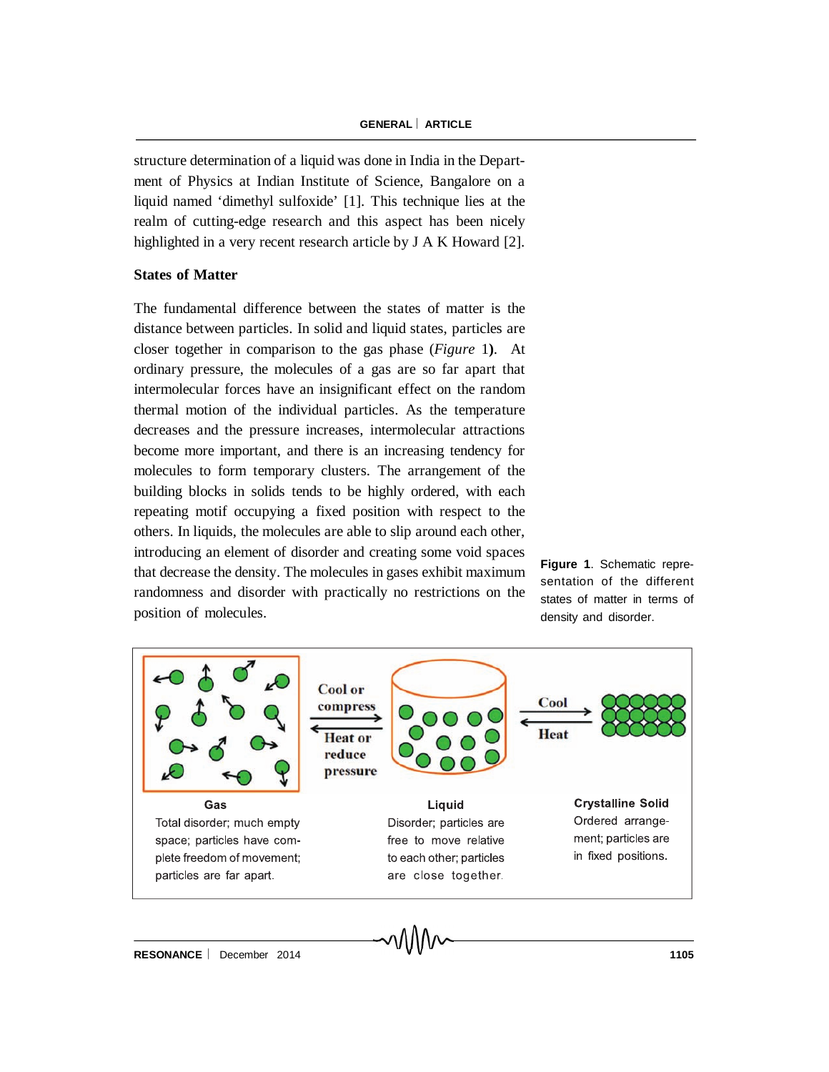structure determination of a liquid was done in India in the Department of Physics at Indian Institute of Science, Bangalore on a liquid named 'dimethyl sulfoxide' [1]. This technique lies at the realm of cutting-edge research and this aspect has been nicely highlighted in a very recent research article by J A K Howard [2].

## States of Matter

The fundamental difference between the states of matter is the distance between particles. In solid and liquid states, particles are closer together in comparison to the gas phase (*Figure* 1**)**. At ordinary pressure, the molecules of a gas are so far apart that intermolecular forces have an insignificant effect on the random thermal motion of the individual particles. As the temperature decreases and the pressure increases, intermolecular attractions become more important, and there is an increasing tendency for molecules to form temporary clusters. The arrangement of the building blocks in solids tends to be highly ordered, with each repeating motif occupying a fixed position with respect to the others. In liquids, the molecules are able to slip around each other, introducing an element of disorder and creating some void spaces that decrease the density. The molecules in gases exhibit maximum randomness and disorder with practically no restrictions on the position of molecules.

**Figure 1**. Schematic representation of the different states of matter in terms of density and disorder.

Cool or compress

Heat or reduce pressure

Cool

Heat

**Gas**

Total disorder; much empty space; particles have complete freedom of movement; particles are far apart.

**Liquid**

Disorder; particles are free to move relative to each other; particles are close together.

**Crystalline Solid**

Ordered arrangement; particles are in fixed positions.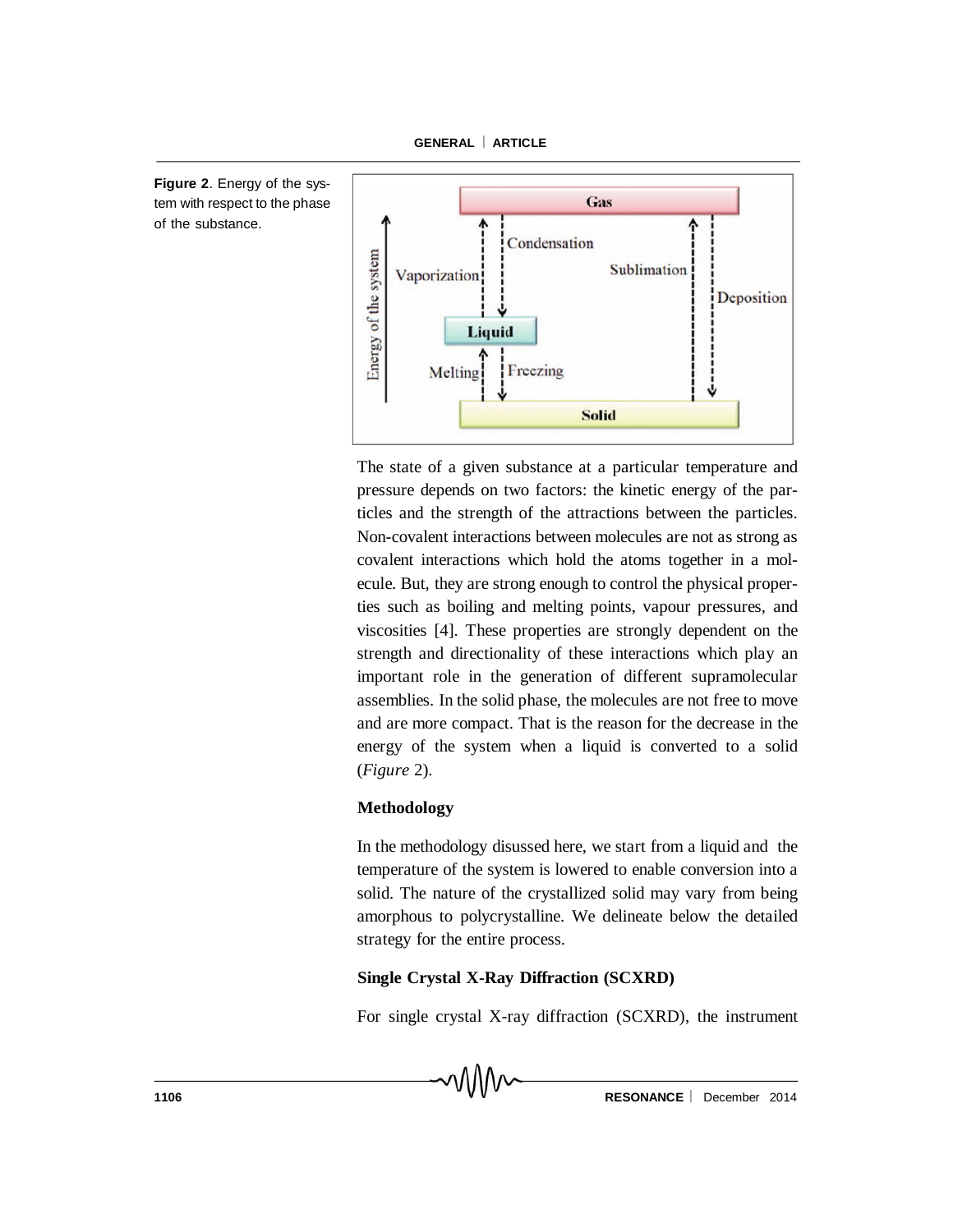**Figure 2**. Energy of the system with respect to the phase of the substance.

The state of a given substance at a particular temperature and pressure depends on two factors: the kinetic energy of the particles and the strength of the attractions between the particles. Non-covalent interactions between molecules are not as strong as covalent interactions which hold the atoms together in a molecule. But, they are strong enough to control the physical properties such as boiling and melting points, vapour pressures, and viscosities [4]. These properties are strongly dependent on the strength and directionality of these interactions which play an important role in the generation of different supramolecular assemblies. In the solid phase, the molecules are not free to move and are more compact. That is the reason for the decrease in the energy of the system when a liquid is converted to a solid (*Figure* 2).

**Methodology**

In the methodology disussed here, we start from a liquid and the temperature of the system is lowered to enable conversion into a solid. The nature of the crystallized solid may vary from being amorphous to polycrystalline. We delineate below the detailed strategy for the entire process.

**Single Crystal X-Ray Diffraction (SCXRD)**

For single crystal X-ray diffraction (SCXRD), the instrument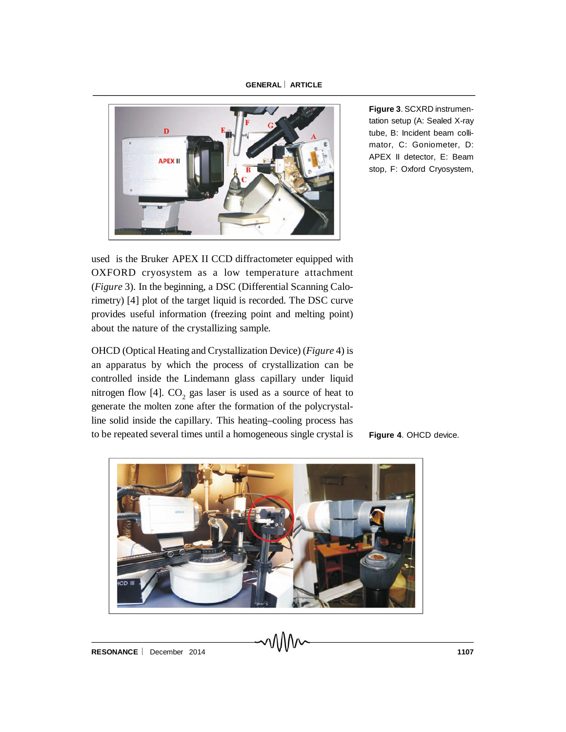**Figure 3**. SCXRD instrumentation setup (A: Sealed X-ray tube, B: Incident beam collimator, C: Goniometer, D: APEX II detector, E: Beam stop, F: Oxford Cryosystem,

used is the Bruker APEX II CCD diffractometer equipped with OXFORD cryosystem as a low temperature attachment (*Figure* 3). In the beginning, a DSC (Differential Scanning Calorimetry) [4] plot of the target liquid is recorded. The DSC curve provides useful information (freezing point and melting point) about the nature of the crystallizing sample.

OHCD (Optical Heating and Crystallization Device) (*Figure* 4) is an apparatus by which the process of crystallization can be controlled inside the Lindemann glass capillary under liquid nitrogen flow [4]. $CO_2$ gas laser is used as a source of heat to generate the molten zone after the formation of the polycrystalline solid inside the capillary. This heating–cooling process has to be repeated several times until a homogeneous single crystal is

**Figure 4**. OHCD device.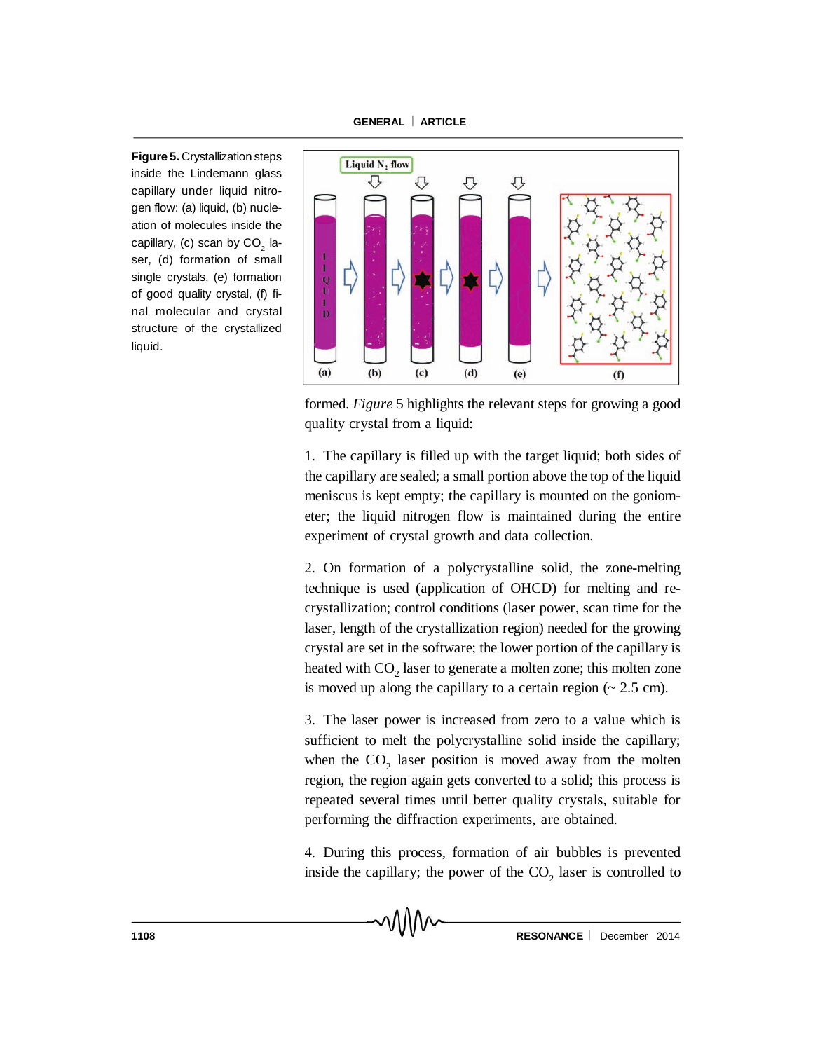**Figure 5.** Crystallization steps inside the Lindemann glass capillary under liquid nitrogen flow: (a) liquid, (b) nucleation of molecules inside the capillary, (c) scan by $CO_2$ laser, (d) formation of small single crystals, (e) formation of good quality crystal, (f) final molecular and crystal structure of the crystallized liquid.

formed. *Figure* 5 highlights the relevant steps for growing a good quality crystal from a liquid:

1. The capillary is filled up with the target liquid; both sides of the capillary are sealed; a small portion above the top of the liquid meniscus is kept empty; the capillary is mounted on the goniometer; the liquid nitrogen flow is maintained during the entire experiment of crystal growth and data collection.

2. On formation of a polycrystalline solid, the zone-melting technique is used (application of OHCD) for melting and recrystallization; control conditions (laser power, scan time for the laser, length of the crystallization region) needed for the growing crystal are set in the software; the lower portion of the capillary is heated with $CO_2$ laser to generate a molten zone; this molten zone is moved up along the capillary to a certain region (~ 2.5 cm).

3. The laser power is increased from zero to a value which is sufficient to melt the polycrystalline solid inside the capillary; when the $CO_2$ laser position is moved away from the molten region, the region again gets converted to a solid; this process is repeated several times until better quality crystals, suitable for performing the diffraction experiments, are obtained.

4. During this process, formation of air bubbles is prevented inside the capillary; the power of the $CO_2$ laser is controlled to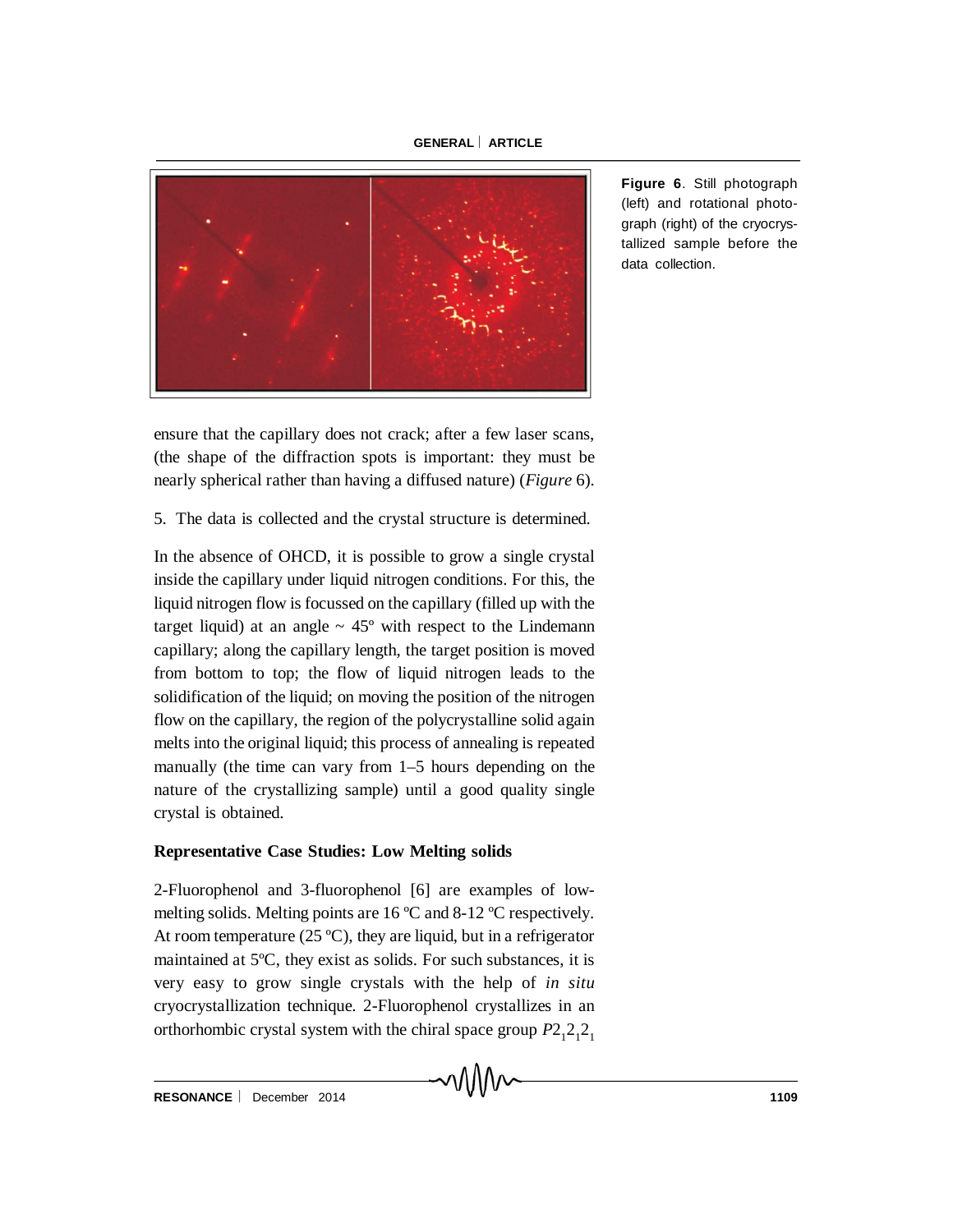Figure 6. Still photograph (left) and rotational photograph (right) of the cryocrystallized sample before the data collection.

ensure that the capillary does not crack; after a few laser scans, (the shape of the diffraction spots is important: they must be nearly spherical rather than having a diffused nature) (*Figure* 6).

5. The data is collected and the crystal structure is determined.

In the absence of OHCD, it is possible to grow a single crystal inside the capillary under liquid nitrogen conditions. For this, the liquid nitrogen flow is focussed on the capillary (filled up with the target liquid) at an angle ~ 45º with respect to the Lindemann capillary; along the capillary length, the target position is moved from bottom to top; the flow of liquid nitrogen leads to the solidification of the liquid; on moving the position of the nitrogen flow on the capillary, the region of the polycrystalline solid again melts into the original liquid; this process of annealing is repeated manually (the time can vary from 1–5 hours depending on the nature of the crystallizing sample) until a good quality single crystal is obtained.

## Representative Case Studies: Low Melting solids

2-Fluorophenol and 3-fluorophenol [6] are examples of low-melting solids. Melting points are 16 ºC and 8-12 ºC respectively. At room temperature (25 ºC), they are liquid, but in a refrigerator maintained at 5ºC, they exist as solids. For such substances, it is very easy to grow single crystals with the help of *in situ* cryocrystallization technique. 2-Fluorophenol crystallizes in an orthorhombic crystal system with the chiral space group $P2_12_12_1$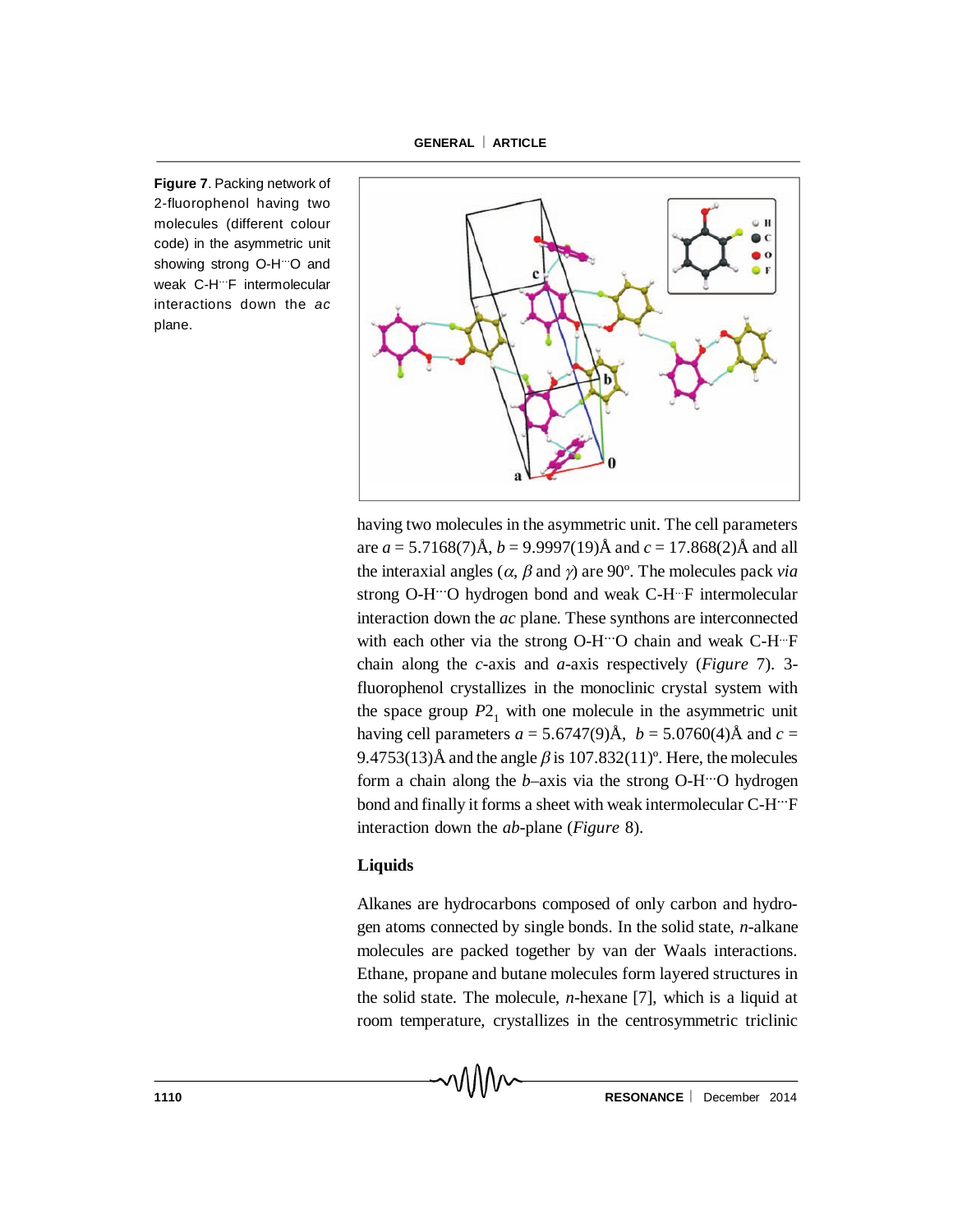**Figure 7**. Packing network of 2-fluorophenol having two molecules (different colour code) in the asymmetric unit showing strong O-H···O and weak C-H···F intermolecular interactions down the *ac* plane.

having two molecules in the asymmetric unit. The cell parameters are $a = 5.7168(7)$Å, $b = 9.9997(19)$Å and $c = 17.868(2)$Å and all the interaxial angles ($\alpha$, $\beta$ and $\gamma$) are 90°. The molecules pack *via* strong O-H···O hydrogen bond and weak C-H···F intermolecular interaction down the *ac* plane. These synthons are interconnected with each other via the strong O-H···O chain and weak C-H···F chain along the *c*-axis and *a*-axis respectively (*Figure* 7). 3-fluorophenol crystallizes in the monoclinic crystal system with the space group $P2_1$ with one molecule in the asymmetric unit having cell parameters $a = 5.6747(9)$Å, $b = 5.0760(4)$Å and $c = 9.4753(13)$Å and the angle $\beta$ is 107.832(11)°. Here, the molecules form a chain along the *b*–axis via the strong O-H···O hydrogen bond and finally it forms a sheet with weak intermolecular C-H···F interaction down the *ab*-plane (*Figure* 8).

## Liquids

Alkanes are hydrocarbons composed of only carbon and hydrogen atoms connected by single bonds. In the solid state, *n*-alkane molecules are packed together by van der Waals interactions. Ethane, propane and butane molecules form layered structures in the solid state. The molecule, *n*-hexane [7], which is a liquid at room temperature, crystallizes in the centrosymmetric triclinic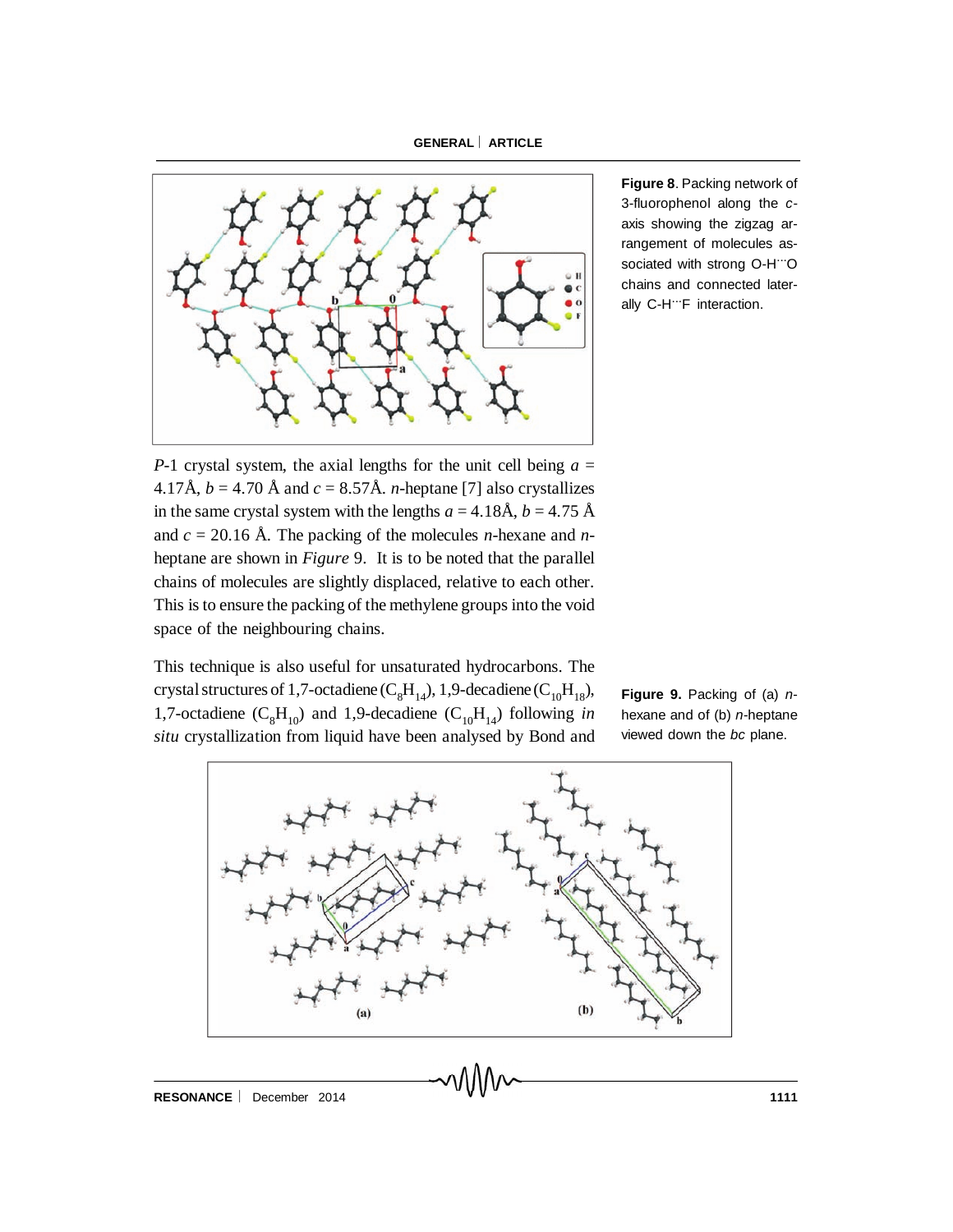Figure 8. Packing network of 3-fluorophenol along the $c$-axis showing the zigzag arrangement of molecules associated with strong O-H···O chains and connected laterally C-H···F interaction.

*P*-1 crystal system, the axial lengths for the unit cell being $a$ = 4.17Å, $b$ = 4.70 Å and $c$ = 8.57Å. *n*-heptane [7] also crystallizes in the same crystal system with the lengths $a$ = 4.18Å, $b$ = 4.75 Å and $c$ = 20.16 Å. The packing of the molecules *n*-hexane and *n*-heptane are shown in *Figure* 9. It is to be noted that the parallel chains of molecules are slightly displaced, relative to each other. This is to ensure the packing of the methylene groups into the void space of the neighbouring chains.

This technique is also useful for unsaturated hydrocarbons. The crystal structures of 1,7-octadiene ($C_8H_{14}$), 1,9-decadiene ($C_{10}H_{18}$), 1,7-octadiene ($C_8H_{10}$) and 1,9-decadiene ($C_{10}H_{14}$) following *in situ* crystallization from liquid have been analysed by Bond and

Figure 9. Packing of (a) *n*-hexane and of (b) *n*-heptane viewed down the *bc* plane.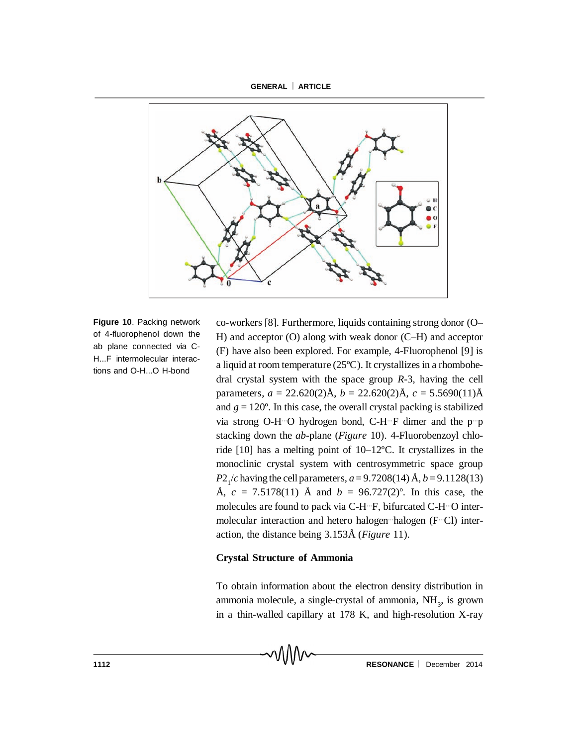Figure 10. Packing network of 4-fluorophenol down the ab plane connected via C-H...F intermolecular interactions and O-H...O H-bond

co-workers [8]. Furthermore, liquids containing strong donor (O–H) and acceptor (O) along with weak donor (C–H) and acceptor (F) have also been explored. For example, 4-Fluorophenol [9] is a liquid at room temperature (25ºC). It crystallizes in a rhombohedral crystal system with the space group *R*-3, having the cell parameters, $a$ = 22.620(2)Å, $b$ = 22.620(2)Å, $c$ = 5.5690(11)Å and $g$ = 120º. In this case, the overall crystal packing is stabilized via strong O-H···O hydrogen bond, C-H···F dimer and the p···p stacking down the *ab*-plane (*Figure* 10). 4-Fluorobenzoyl chloride [10] has a melting point of 10–12ºC. It crystallizes in the monoclinic crystal system with centrosymmetric space group $P2_1/c$ having the cell parameters, $a$ = 9.7208(14) Å, $b$ = 9.1128(13) Å, $c$ = 7.5178(11) Å and $b$ = 96.727(2)º. In this case, the molecules are found to pack via C-H···F, bifurcated C-H···O intermolecular interaction and hetero halogen···halogen (F···Cl) interaction, the distance being 3.153Å (*Figure* 11).

**Crystal Structure of Ammonia**

To obtain information about the electron density distribution in ammonia molecule, a single-crystal of ammonia, $NH_3$, is grown in a thin-walled capillary at 178 K, and high-resolution X-ray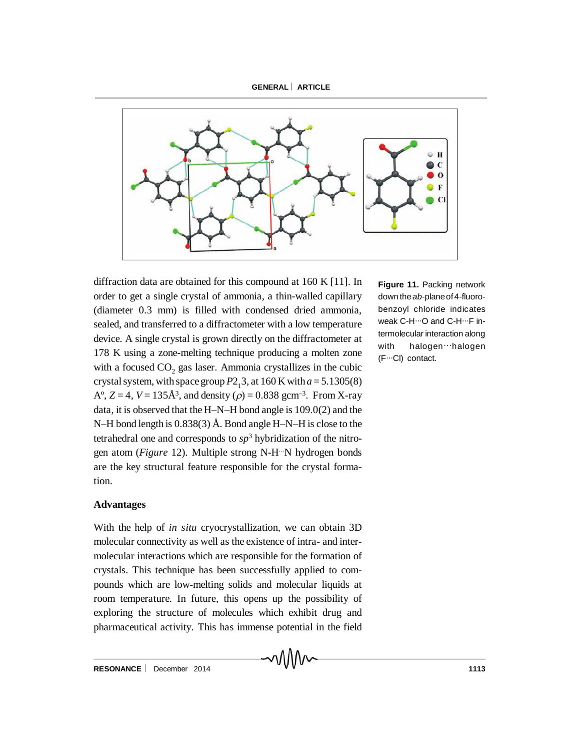Figure 11. Packing network down the *ab*-plane of 4-fluorobenzoyl chloride indicates weak C-H···O and C-H···F intermolecular interaction along with halogen···halogen (F···Cl) contact.

diffraction data are obtained for this compound at 160 K [11]. In order to get a single crystal of ammonia, a thin-walled capillary (diameter 0.3 mm) is filled with condensed dried ammonia, sealed, and transferred to a diffractometer with a low temperature device. A single crystal is grown directly on the diffractometer at 178 K using a zone-melting technique producing a molten zone with a focused $CO_2$ gas laser. Ammonia crystallizes in the cubic crystal system, with space group $P2_13$, at 160 K with $a = 5.1305(8)$ A°, $Z = 4$, $V = 135$Å$^3$, and density ($\rho$) = 0.838 gcm$^{-3}$. From X-ray data, it is observed that the H–N–H bond angle is 109.0(2) and the N–H bond length is 0.838(3) Å. Bond angle H–N–H is close to the tetrahedral one and corresponds to $sp^3$ hybridization of the nitrogen atom (*Figure* 12). Multiple strong N-H··N hydrogen bonds are the key structural feature responsible for the crystal formation.

## Advantages

With the help of *in situ* cryocrystallization, we can obtain 3D molecular connectivity as well as the existence of intra- and intermolecular interactions which are responsible for the formation of crystals. This technique has been successfully applied to compounds which are low-melting solids and molecular liquids at room temperature. In future, this opens up the possibility of exploring the structure of molecules which exhibit drug and pharmaceutical activity. This has immense potential in the field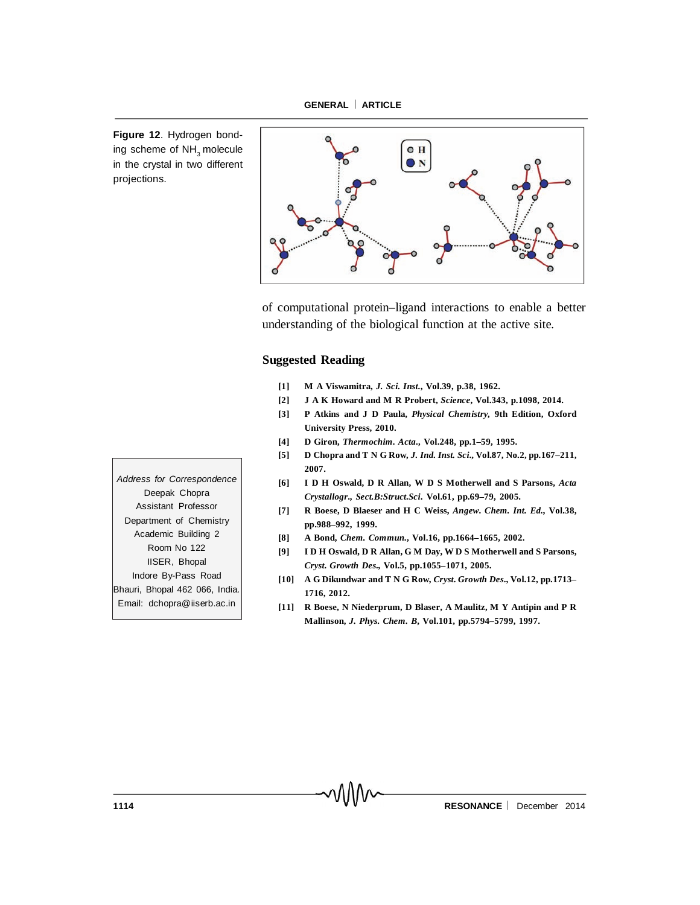**Figure 12**. Hydrogen bonding scheme of $NH_3$ molecule in the crystal in two different projections.

O H

● N

of computational protein–ligand interactions to enable a better understanding of the biological function at the active site.

## Suggested Reading

[1] M A Viswamitra, *J. Sci. Inst.*, Vol.39, p.38, 1962.

[2] J A K Howard and M R Probert, *Science*, Vol.343, p.1098, 2014.

[3] P Atkins and J D Paula, *Physical Chemistry*, 9th Edition, Oxford University Press, 2010.

[4] D Giron, *Thermochim. Acta.*, Vol.248, pp.1–59, 1995.

[5] D Chopra and T N G Row, *J. Ind. Inst. Sci.*, Vol.87, No.2, pp.167–211, 2007.

[6] I D H Oswald, D R Allan, W D S Motherwell and S Parsons, *Acta Crystallogr., Sect.B:Struct.Sci.* Vol.61, pp.69–79, 2005.

[7] R Boese, D Blaeser and H C Weiss, *Angew. Chem. Int. Ed.*, Vol.38, pp.988–992, 1999.

[8] A Bond, *Chem. Commun.*, Vol.16, pp.1664–1665, 2002.

[9] I D H Oswald, D R Allan, G M Day, W D S Motherwell and S Parsons, *Cryst. Growth Des.*, Vol.5, pp.1055–1071, 2005.

[10] A G Dikundwar and T N G Row, *Cryst. Growth Des.*, Vol.12, pp.1713–1716, 2012.

[11] R Boese, N Niederprum, D Blaser, A Maulitz, M Y Antipin and P R Mallinson, *J. Phys. Chem. B*, Vol.101, pp.5794–5799, 1997.

*Address for Correspondence*
Deepak Chopra
Assistant Professor
Department of Chemistry
Academic Building 2
Room No 122
IISER, Bhopal
Indore By-Pass Road
Bhauri, Bhopal 462 066, India.
Email: dchopra@iiserb.ac.in